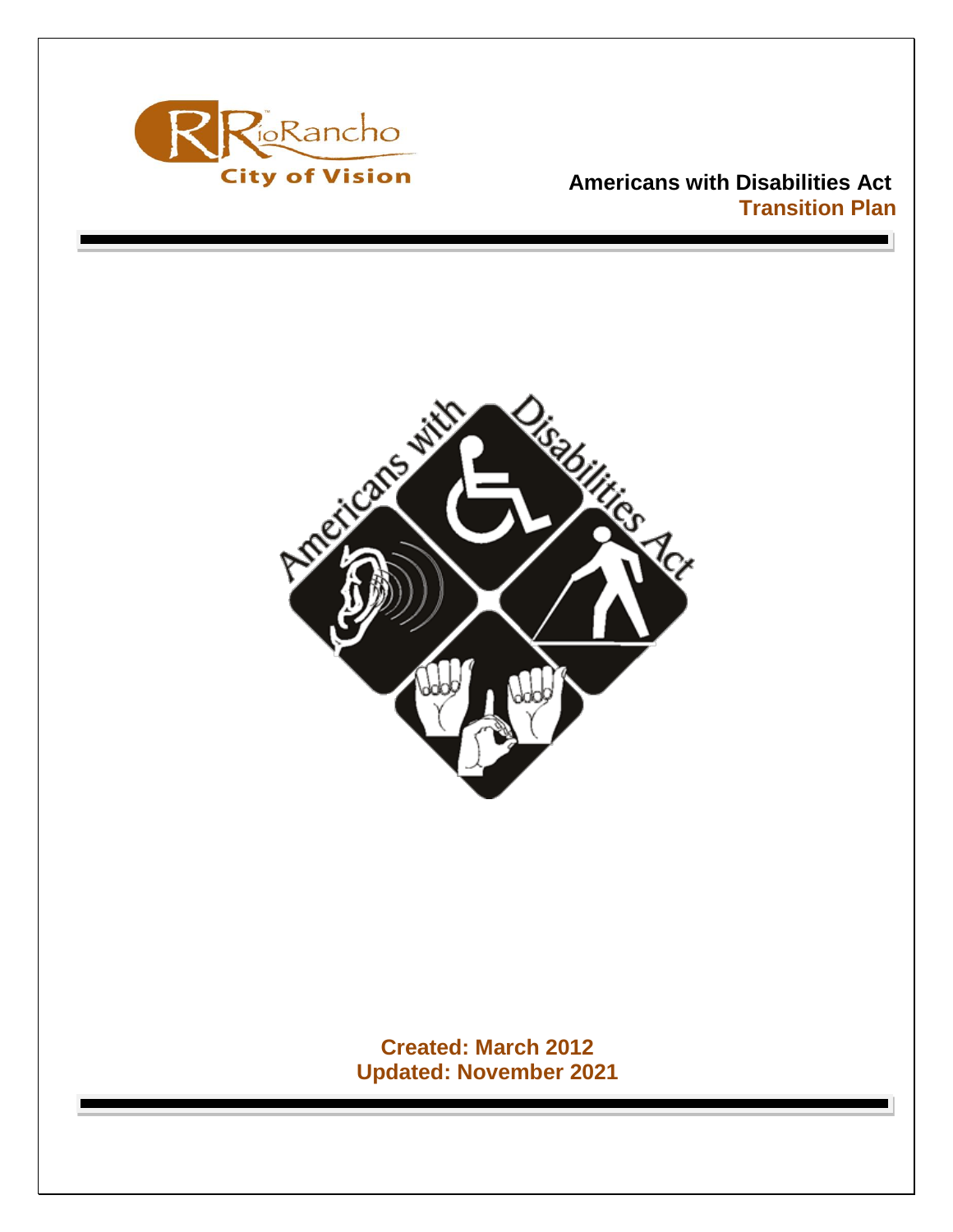RioRancho
City of Vision

# Americans with Disabilities Act
## Transition Plan

**Created: March 2012**
**Updated: November 2021**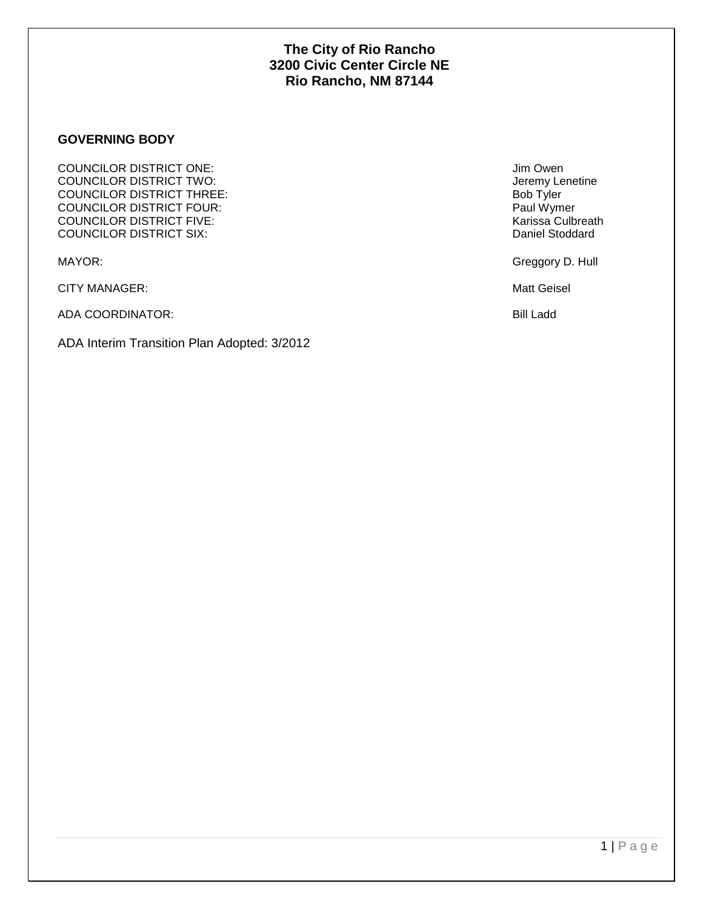**The City of Rio Rancho**
**3200 Civic Center Circle NE**
**Rio Rancho, NM 87144**

## GOVERNING BODY

| | |
|---|---|
| COUNCILOR DISTRICT ONE: | Jim Owen |
| COUNCILOR DISTRICT TWO: | Jeremy Lenetine |
| COUNCILOR DISTRICT THREE: | Bob Tyler |
| COUNCILOR DISTRICT FOUR: | Paul Wymer |
| COUNCILOR DISTRICT FIVE: | Karissa Culbreath |
| COUNCILOR DISTRICT SIX: | Daniel Stoddard |
| MAYOR: | Greggory D. Hull |
| CITY MANAGER: | Matt Geisel |
| ADA COORDINATOR: | Bill Ladd |

ADA Interim Transition Plan Adopted: 3/2012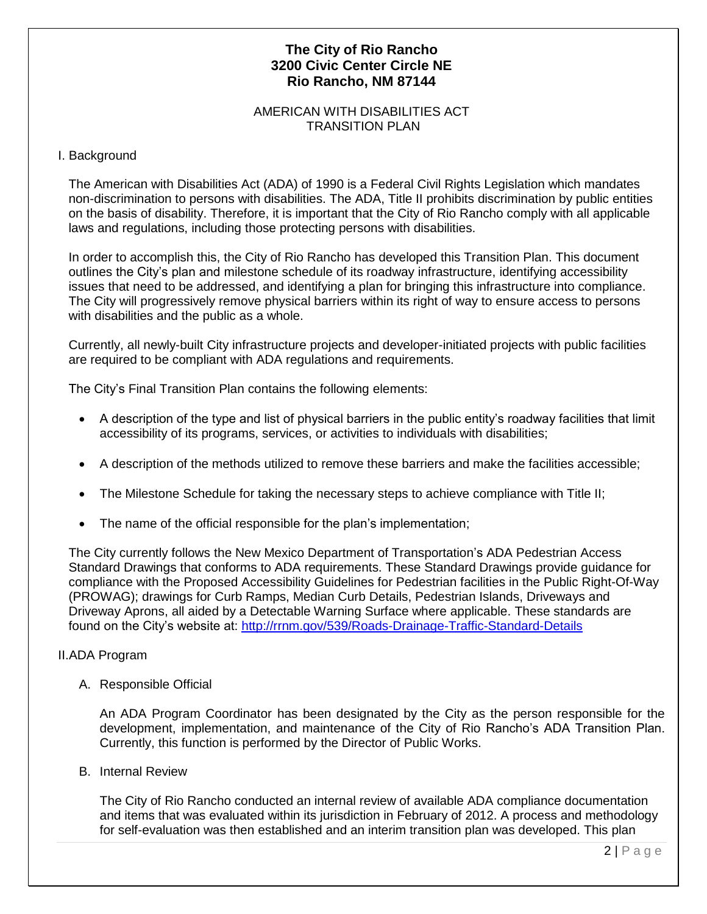**The City of Rio Rancho**
**3200 Civic Center Circle NE**
**Rio Rancho, NM 87144**

AMERICAN WITH DISABILITIES ACT
TRANSITION PLAN

## I. Background

The American with Disabilities Act (ADA) of 1990 is a Federal Civil Rights Legislation which mandates non-discrimination to persons with disabilities. The ADA, Title II prohibits discrimination by public entities on the basis of disability. Therefore, it is important that the City of Rio Rancho comply with all applicable laws and regulations, including those protecting persons with disabilities.

In order to accomplish this, the City of Rio Rancho has developed this Transition Plan. This document outlines the City's plan and milestone schedule of its roadway infrastructure, identifying accessibility issues that need to be addressed, and identifying a plan for bringing this infrastructure into compliance. The City will progressively remove physical barriers within its right of way to ensure access to persons with disabilities and the public as a whole.

Currently, all newly-built City infrastructure projects and developer-initiated projects with public facilities are required to be compliant with ADA regulations and requirements.

The City's Final Transition Plan contains the following elements:

- A description of the type and list of physical barriers in the public entity's roadway facilities that limit accessibility of its programs, services, or activities to individuals with disabilities;
- A description of the methods utilized to remove these barriers and make the facilities accessible;
- The Milestone Schedule for taking the necessary steps to achieve compliance with Title II;
- The name of the official responsible for the plan's implementation;

The City currently follows the New Mexico Department of Transportation's ADA Pedestrian Access Standard Drawings that conforms to ADA requirements. These Standard Drawings provide guidance for compliance with the Proposed Accessibility Guidelines for Pedestrian facilities in the Public Right-Of-Way (PROWAG); drawings for Curb Ramps, Median Curb Details, Pedestrian Islands, Driveways and Driveway Aprons, all aided by a Detectable Warning Surface where applicable. These standards are found on the City's website at: http://rrnm.gov/539/Roads-Drainage-Traffic-Standard-Details

## II. ADA Program

### A. Responsible Official

An ADA Program Coordinator has been designated by the City as the person responsible for the development, implementation, and maintenance of the City of Rio Rancho's ADA Transition Plan. Currently, this function is performed by the Director of Public Works.

### B. Internal Review

The City of Rio Rancho conducted an internal review of available ADA compliance documentation and items that was evaluated within its jurisdiction in February of 2012. A process and methodology for self-evaluation was then established and an interim transition plan was developed. This plan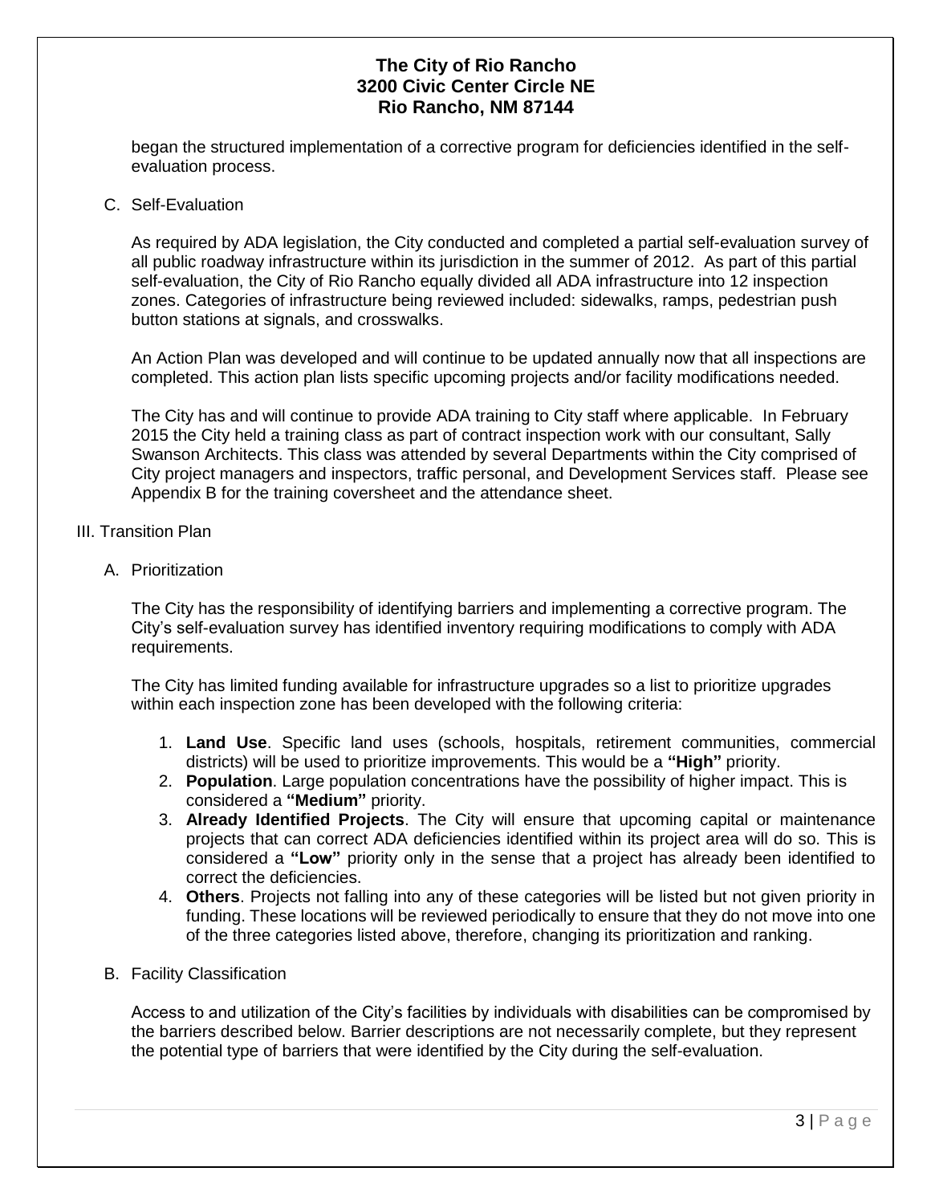began the structured implementation of a corrective program for deficiencies identified in the self-evaluation process.

C. Self-Evaluation

As required by ADA legislation, the City conducted and completed a partial self-evaluation survey of all public roadway infrastructure within its jurisdiction in the summer of 2012. As part of this partial self-evaluation, the City of Rio Rancho equally divided all ADA infrastructure into 12 inspection zones. Categories of infrastructure being reviewed included: sidewalks, ramps, pedestrian push button stations at signals, and crosswalks.

An Action Plan was developed and will continue to be updated annually now that all inspections are completed. This action plan lists specific upcoming projects and/or facility modifications needed.

The City has and will continue to provide ADA training to City staff where applicable. In February 2015 the City held a training class as part of contract inspection work with our consultant, Sally Swanson Architects. This class was attended by several Departments within the City comprised of City project managers and inspectors, traffic personal, and Development Services staff. Please see Appendix B for the training coversheet and the attendance sheet.

## III. Transition Plan

A. Prioritization

The City has the responsibility of identifying barriers and implementing a corrective program. The City's self-evaluation survey has identified inventory requiring modifications to comply with ADA requirements.

The City has limited funding available for infrastructure upgrades so a list to prioritize upgrades within each inspection zone has been developed with the following criteria:

1. **Land Use**. Specific land uses (schools, hospitals, retirement communities, commercial districts) will be used to prioritize improvements. This would be a **"High"** priority.
2. **Population**. Large population concentrations have the possibility of higher impact. This is considered a **"Medium"** priority.
3. **Already Identified Projects**. The City will ensure that upcoming capital or maintenance projects that can correct ADA deficiencies identified within its project area will do so. This is considered a **"Low"** priority only in the sense that a project has already been identified to correct the deficiencies.
4. **Others**. Projects not falling into any of these categories will be listed but not given priority in funding. These locations will be reviewed periodically to ensure that they do not move into one of the three categories listed above, therefore, changing its prioritization and ranking.

B. Facility Classification

Access to and utilization of the City's facilities by individuals with disabilities can be compromised by the barriers described below. Barrier descriptions are not necessarily complete, but they represent the potential type of barriers that were identified by the City during the self-evaluation.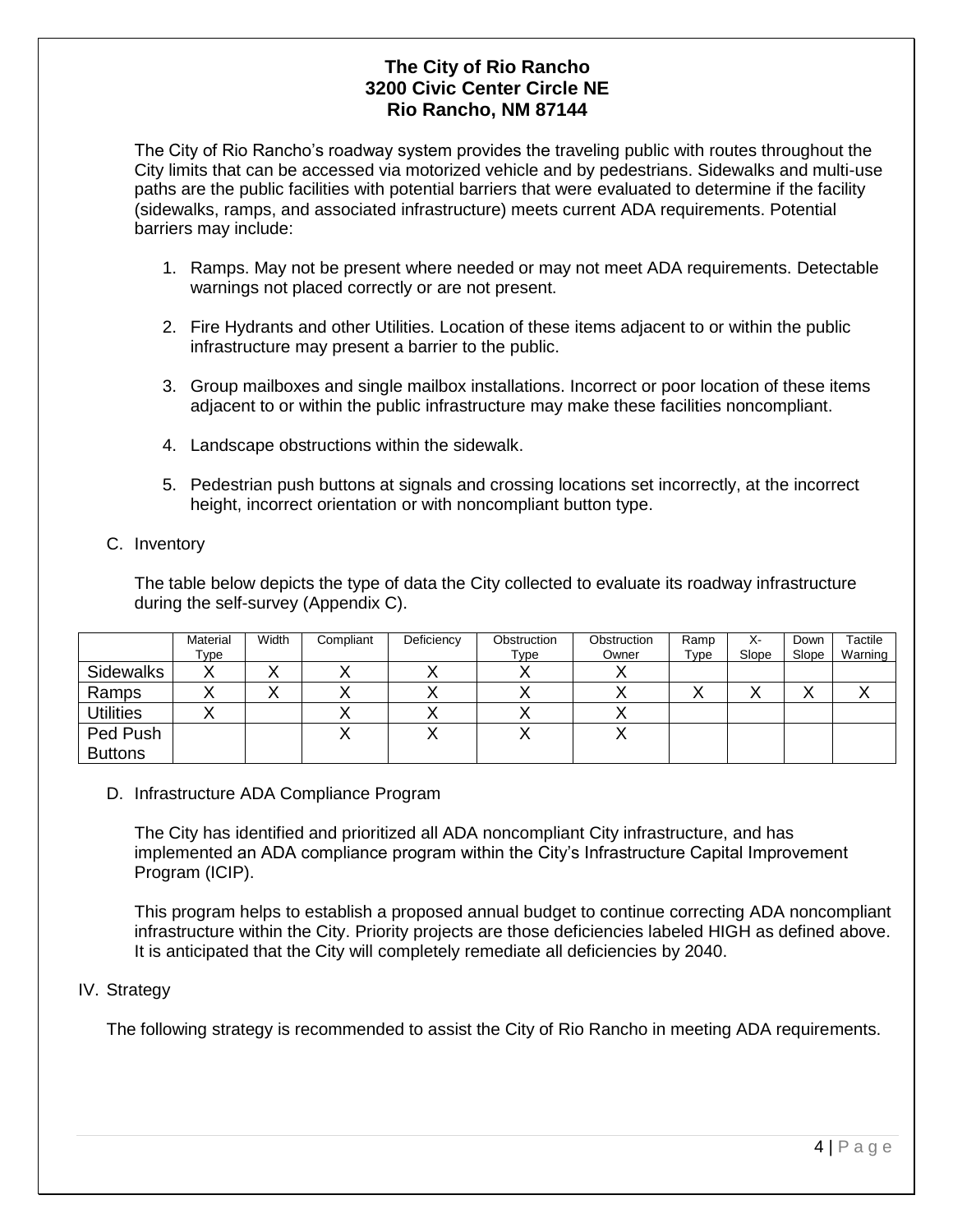**The City of Rio Rancho**
**3200 Civic Center Circle NE**
**Rio Rancho, NM 87144**

The City of Rio Rancho's roadway system provides the traveling public with routes throughout the City limits that can be accessed via motorized vehicle and by pedestrians. Sidewalks and multi-use paths are the public facilities with potential barriers that were evaluated to determine if the facility (sidewalks, ramps, and associated infrastructure) meets current ADA requirements. Potential barriers may include:

1. Ramps. May not be present where needed or may not meet ADA requirements. Detectable warnings not placed correctly or are not present.

2. Fire Hydrants and other Utilities. Location of these items adjacent to or within the public infrastructure may present a barrier to the public.

3. Group mailboxes and single mailbox installations. Incorrect or poor location of these items adjacent to or within the public infrastructure may make these facilities noncompliant.

4. Landscape obstructions within the sidewalk.

5. Pedestrian push buttons at signals and crossing locations set incorrectly, at the incorrect height, incorrect orientation or with noncompliant button type.

C. Inventory

The table below depicts the type of data the City collected to evaluate its roadway infrastructure during the self-survey (Appendix C).

| | Material Type | Width | Compliant | Deficiency | Obstruction Type | Obstruction Owner | Ramp Type | X-Slope | Down Slope | Tactile Warning |
|---|---|---|---|---|---|---|---|---|---|---|
| Sidewalks | X | X | X | X | X | X | | | | |
| Ramps | X | X | X | X | X | X | X | X | X | X |
| Utilities | X | | X | X | X | X | | | | |
| Ped Push Buttons | | | X | X | X | X | | | | |

D. Infrastructure ADA Compliance Program

The City has identified and prioritized all ADA noncompliant City infrastructure, and has implemented an ADA compliance program within the City's Infrastructure Capital Improvement Program (ICIP).

This program helps to establish a proposed annual budget to continue correcting ADA noncompliant infrastructure within the City. Priority projects are those deficiencies labeled HIGH as defined above. It is anticipated that the City will completely remediate all deficiencies by 2040.

IV. Strategy

The following strategy is recommended to assist the City of Rio Rancho in meeting ADA requirements.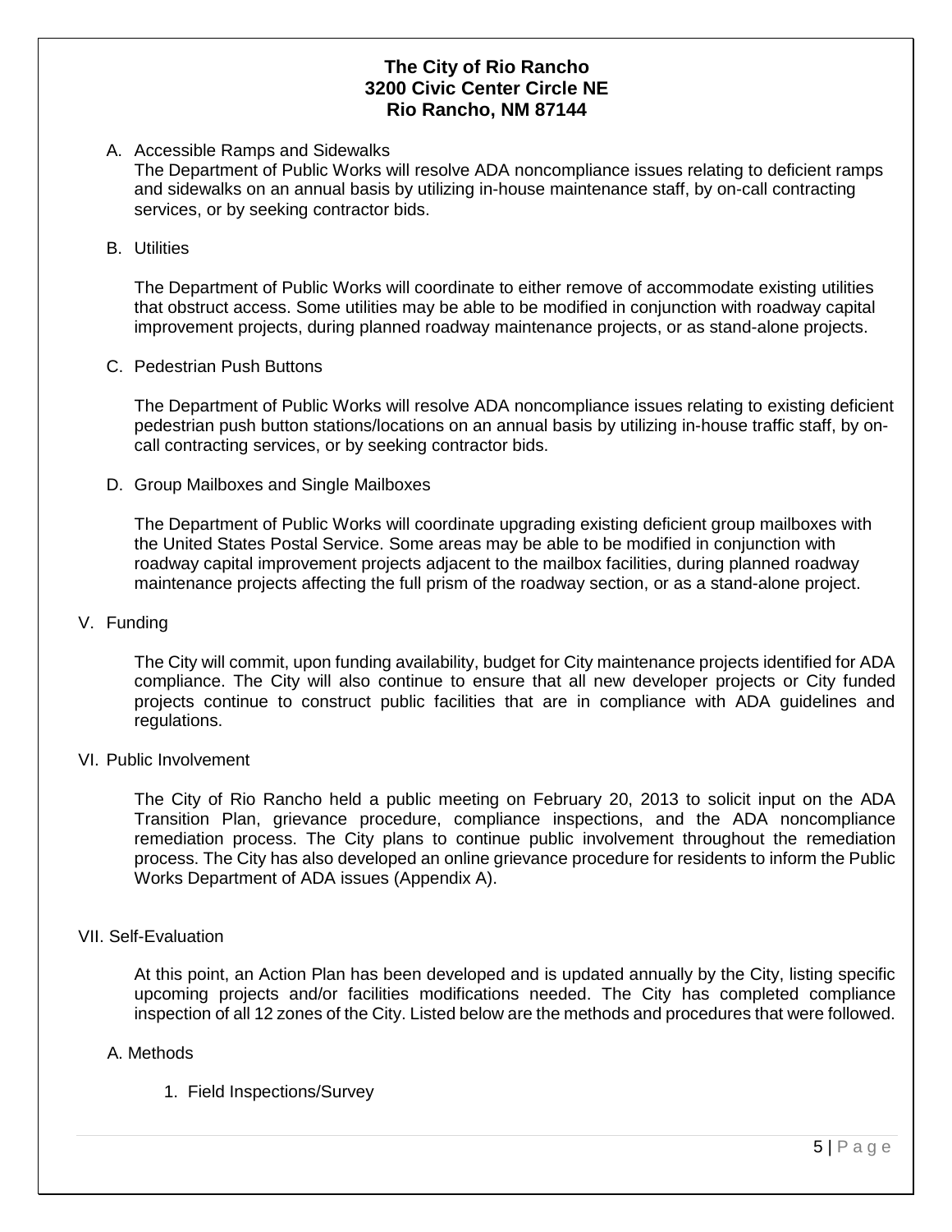**The City of Rio Rancho**
**3200 Civic Center Circle NE**
**Rio Rancho, NM 87144**

A. Accessible Ramps and Sidewalks

The Department of Public Works will resolve ADA noncompliance issues relating to deficient ramps and sidewalks on an annual basis by utilizing in-house maintenance staff, by on-call contracting services, or by seeking contractor bids.

B. Utilities

The Department of Public Works will coordinate to either remove of accommodate existing utilities that obstruct access. Some utilities may be able to be modified in conjunction with roadway capital improvement projects, during planned roadway maintenance projects, or as stand-alone projects.

C. Pedestrian Push Buttons

The Department of Public Works will resolve ADA noncompliance issues relating to existing deficient pedestrian push button stations/locations on an annual basis by utilizing in-house traffic staff, by on-call contracting services, or by seeking contractor bids.

D. Group Mailboxes and Single Mailboxes

The Department of Public Works will coordinate upgrading existing deficient group mailboxes with the United States Postal Service. Some areas may be able to be modified in conjunction with roadway capital improvement projects adjacent to the mailbox facilities, during planned roadway maintenance projects affecting the full prism of the roadway section, or as a stand-alone project.

## V. Funding

The City will commit, upon funding availability, budget for City maintenance projects identified for ADA compliance. The City will also continue to ensure that all new developer projects or City funded projects continue to construct public facilities that are in compliance with ADA guidelines and regulations.

## VI. Public Involvement

The City of Rio Rancho held a public meeting on February 20, 2013 to solicit input on the ADA Transition Plan, grievance procedure, compliance inspections, and the ADA noncompliance remediation process. The City plans to continue public involvement throughout the remediation process. The City has also developed an online grievance procedure for residents to inform the Public Works Department of ADA issues (Appendix A).

## VII. Self-Evaluation

At this point, an Action Plan has been developed and is updated annually by the City, listing specific upcoming projects and/or facilities modifications needed. The City has completed compliance inspection of all 12 zones of the City. Listed below are the methods and procedures that were followed.

A. Methods

1. Field Inspections/Survey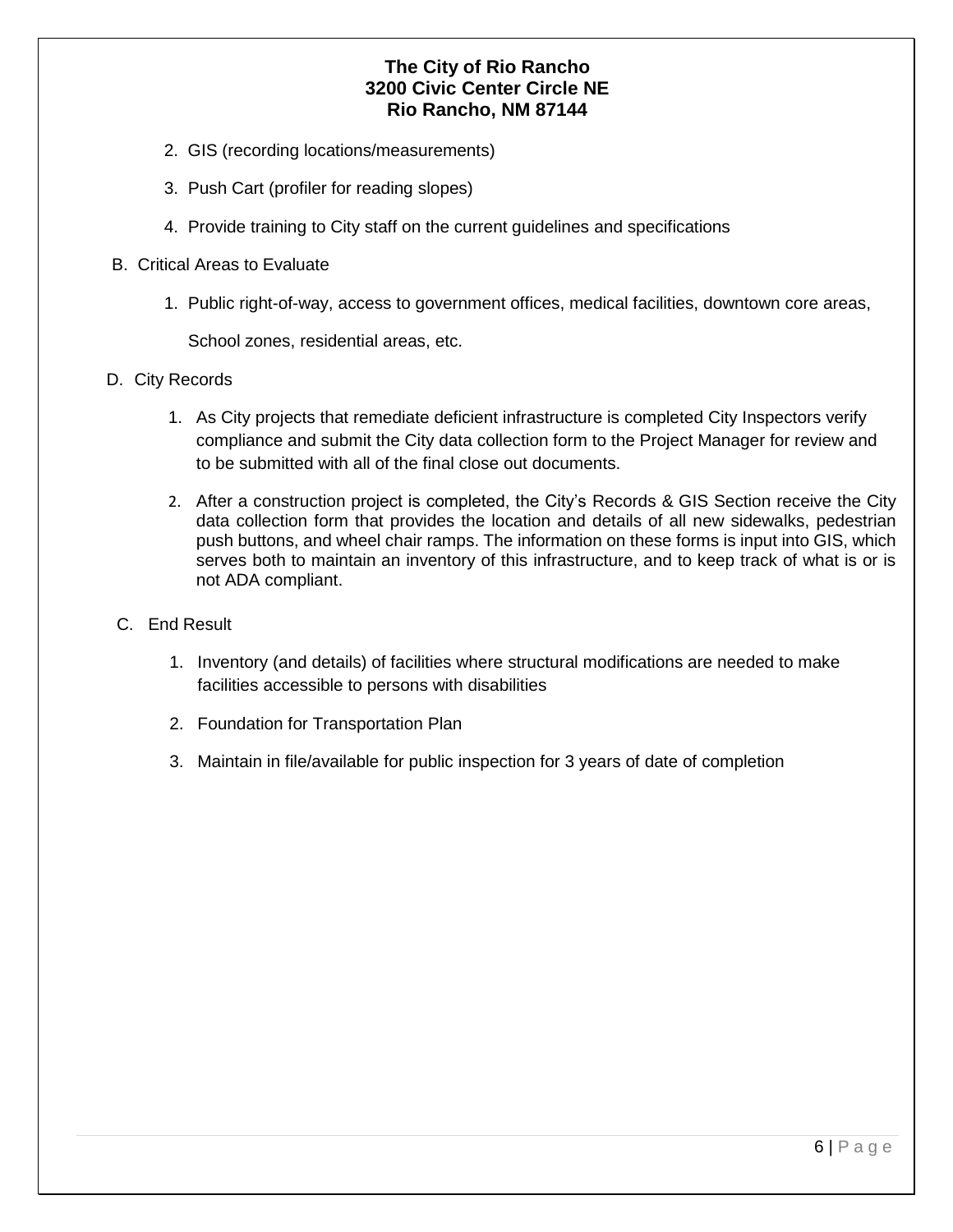2. GIS (recording locations/measurements)

3. Push Cart (profiler for reading slopes)

4. Provide training to City staff on the current guidelines and specifications

B. Critical Areas to Evaluate

1. Public right-of-way, access to government offices, medical facilities, downtown core areas, School zones, residential areas, etc.

D. City Records

1. As City projects that remediate deficient infrastructure is completed City Inspectors verify compliance and submit the City data collection form to the Project Manager for review and to be submitted with all of the final close out documents.

2. After a construction project is completed, the City's Records & GIS Section receive the City data collection form that provides the location and details of all new sidewalks, pedestrian push buttons, and wheel chair ramps. The information on these forms is input into GIS, which serves both to maintain an inventory of this infrastructure, and to keep track of what is or is not ADA compliant.

C. End Result

1. Inventory (and details) of facilities where structural modifications are needed to make facilities accessible to persons with disabilities

2. Foundation for Transportation Plan

3. Maintain in file/available for public inspection for 3 years of date of completion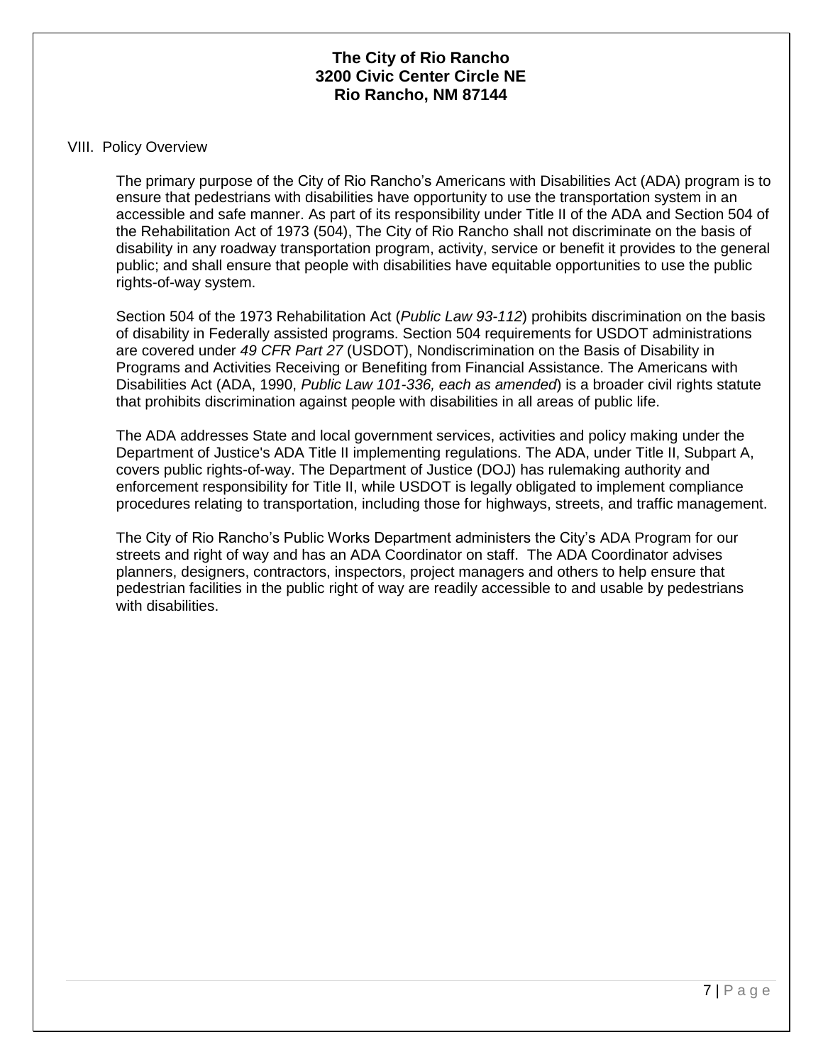**The City of Rio Rancho**
**3200 Civic Center Circle NE**
**Rio Rancho, NM 87144**

## VIII. Policy Overview

The primary purpose of the City of Rio Rancho's Americans with Disabilities Act (ADA) program is to ensure that pedestrians with disabilities have opportunity to use the transportation system in an accessible and safe manner. As part of its responsibility under Title II of the ADA and Section 504 of the Rehabilitation Act of 1973 (504), The City of Rio Rancho shall not discriminate on the basis of disability in any roadway transportation program, activity, service or benefit it provides to the general public; and shall ensure that people with disabilities have equitable opportunities to use the public rights-of-way system.

Section 504 of the 1973 Rehabilitation Act (*Public Law 93-112*) prohibits discrimination on the basis of disability in Federally assisted programs. Section 504 requirements for USDOT administrations are covered under *49 CFR Part 27* (USDOT), Nondiscrimination on the Basis of Disability in Programs and Activities Receiving or Benefiting from Financial Assistance. The Americans with Disabilities Act (ADA, 1990, *Public Law 101-336, each as amended*) is a broader civil rights statute that prohibits discrimination against people with disabilities in all areas of public life.

The ADA addresses State and local government services, activities and policy making under the Department of Justice's ADA Title II implementing regulations. The ADA, under Title II, Subpart A, covers public rights-of-way. The Department of Justice (DOJ) has rulemaking authority and enforcement responsibility for Title II, while USDOT is legally obligated to implement compliance procedures relating to transportation, including those for highways, streets, and traffic management.

The City of Rio Rancho's Public Works Department administers the City's ADA Program for our streets and right of way and has an ADA Coordinator on staff. The ADA Coordinator advises planners, designers, contractors, inspectors, project managers and others to help ensure that pedestrian facilities in the public right of way are readily accessible to and usable by pedestrians with disabilities.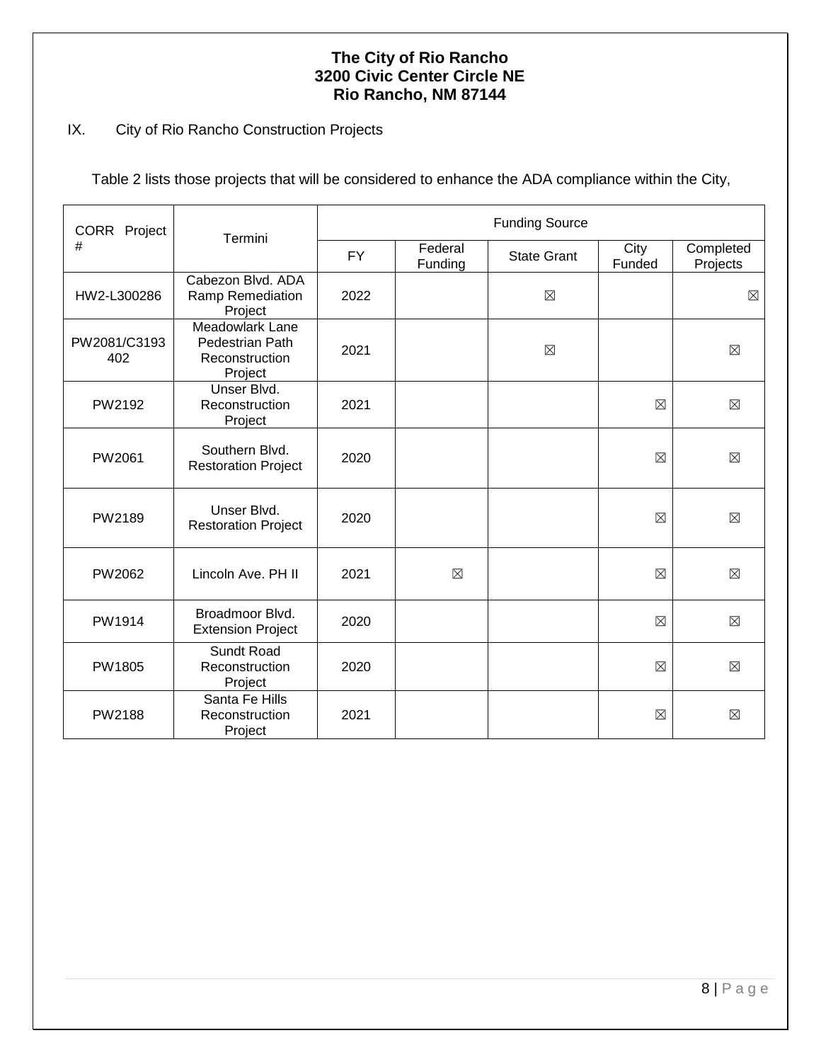**The City of Rio Rancho**
**3200 Civic Center Circle NE**
**Rio Rancho, NM 87144**

IX. City of Rio Rancho Construction Projects

Table 2 lists those projects that will be considered to enhance the ADA compliance within the City,

| CORR Project # | Termini | Funding Source | | | | |
|---|---|---|---|---|---|---|
| | | FY | Federal Funding | State Grant | City Funded | Completed Projects |
| HW2-L300286 | Cabezon Blvd. ADA Ramp Remediation Project | 2022 | | ☒ | | ☒ |
| PW2081/C3193402 | Meadowlark Lane Pedestrian Path Reconstruction Project | 2021 | | ☒ | | ☒ |
| PW2192 | Unser Blvd. Reconstruction Project | 2021 | | | ☒ | ☒ |
| PW2061 | Southern Blvd. Restoration Project | 2020 | | | ☒ | ☒ |
| PW2189 | Unser Blvd. Restoration Project | 2020 | | | ☒ | ☒ |
| PW2062 | Lincoln Ave. PH II | 2021 | ☒ | | ☒ | ☒ |
| PW1914 | Broadmoor Blvd. Extension Project | 2020 | | | ☒ | ☒ |
| PW1805 | Sundt Road Reconstruction Project | 2020 | | | ☒ | ☒ |
| PW2188 | Santa Fe Hills Reconstruction Project | 2021 | | | ☒ | ☒ |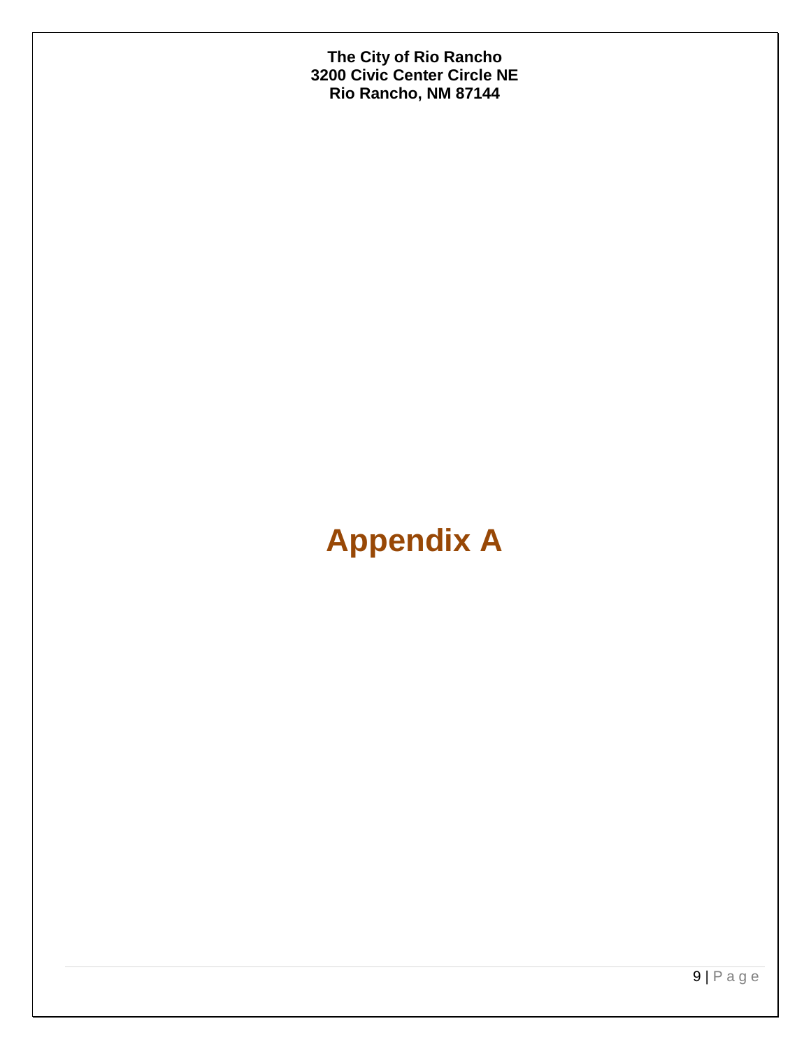**The City of Rio Rancho**
**3200 Civic Center Circle NE**
**Rio Rancho, NM 87144**

# Appendix A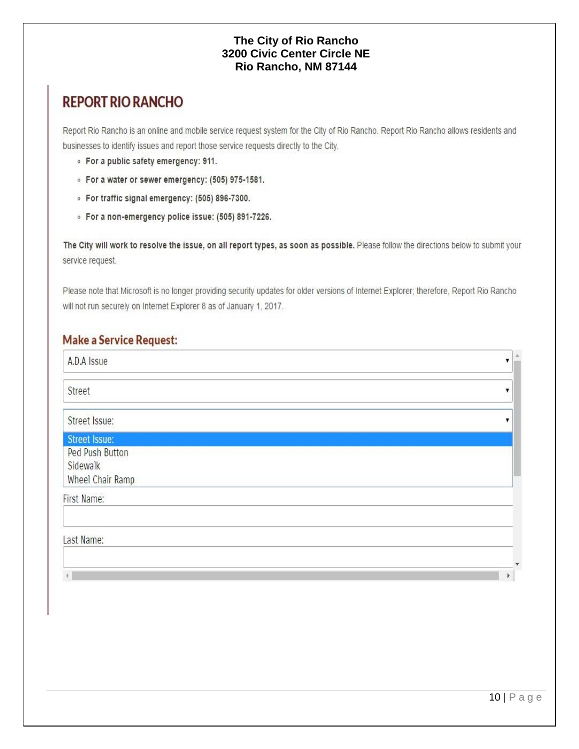**The City of Rio Rancho**
**3200 Civic Center Circle NE**
**Rio Rancho, NM 87144**

# REPORT RIO RANCHO

Report Rio Rancho is an online and mobile service request system for the City of Rio Rancho. Report Rio Rancho allows residents and businesses to identify issues and report those service requests directly to the City.

- **For a public safety emergency: 911.**
- **For a water or sewer emergency: (505) 975-1581.**
- **For traffic signal emergency: (505) 896-7300.**
- **For a non-emergency police issue: (505) 891-7226.**

**The City will work to resolve the issue, on all report types, as soon as possible.** Please follow the directions below to submit your service request.

Please note that Microsoft is no longer providing security updates for older versions of Internet Explorer; therefore, Report Rio Rancho will not run securely on Internet Explorer 8 as of January 1, 2017.

## Make a Service Request:

A.D.A Issue

Street

Street Issue:

Street Issue:
Ped Push Button
Sidewalk
Wheel Chair Ramp

First Name:

Last Name: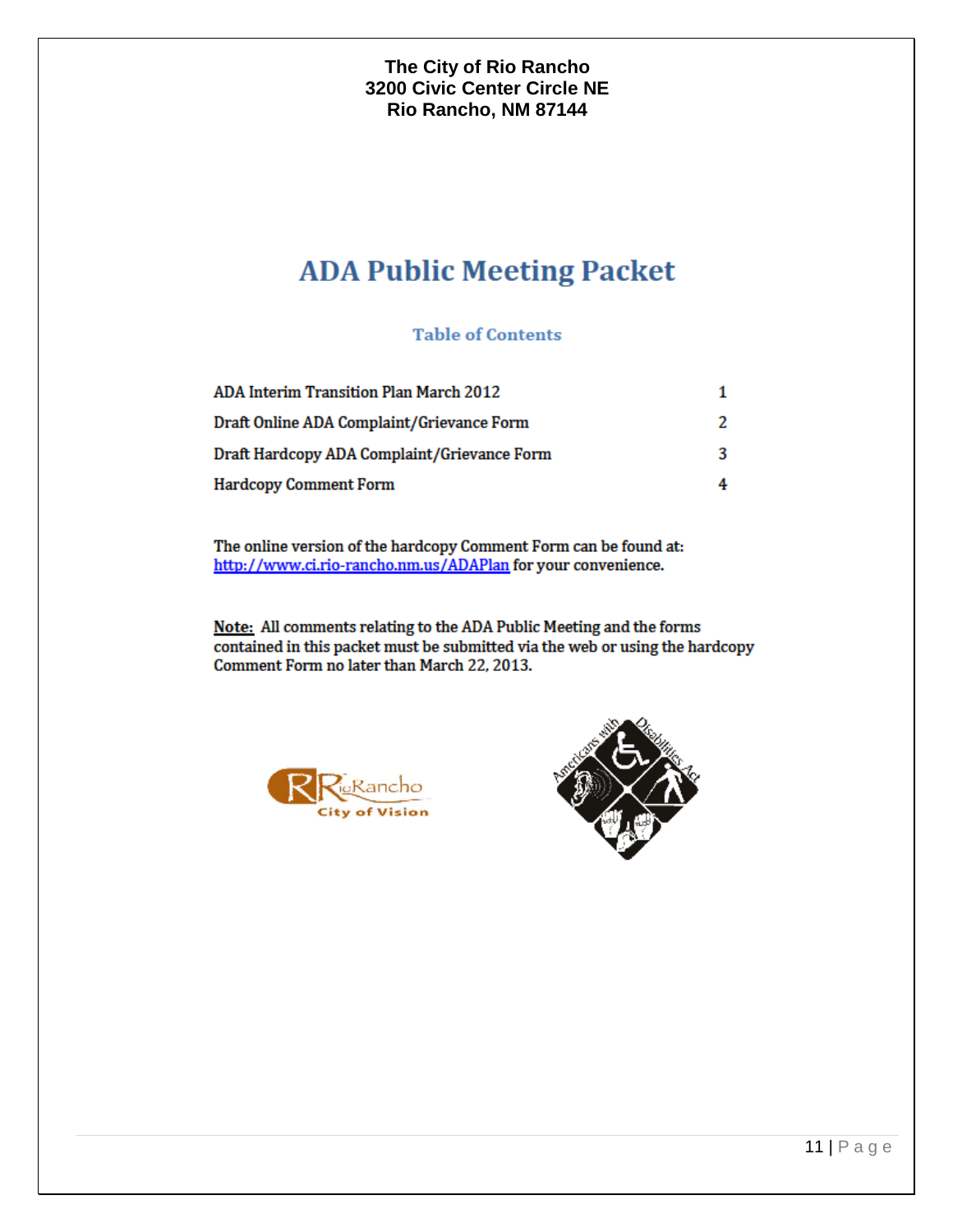**The City of Rio Rancho**
**3200 Civic Center Circle NE**
**Rio Rancho, NM 87144**

# ADA Public Meeting Packet

## Table of Contents

| | |
|---|---|
| ADA Interim Transition Plan March 2012 | 1 |
| Draft Online ADA Complaint/Grievance Form | 2 |
| Draft Hardcopy ADA Complaint/Grievance Form | 3 |
| Hardcopy Comment Form | 4 |

The online version of the hardcopy Comment Form can be found at: http://www.ci.rio-rancho.nm.us/ADAPlan for your convenience.

**Note:** All comments relating to the ADA Public Meeting and the forms contained in this packet must be submitted via the web or using the hardcopy Comment Form no later than March 22, 2013.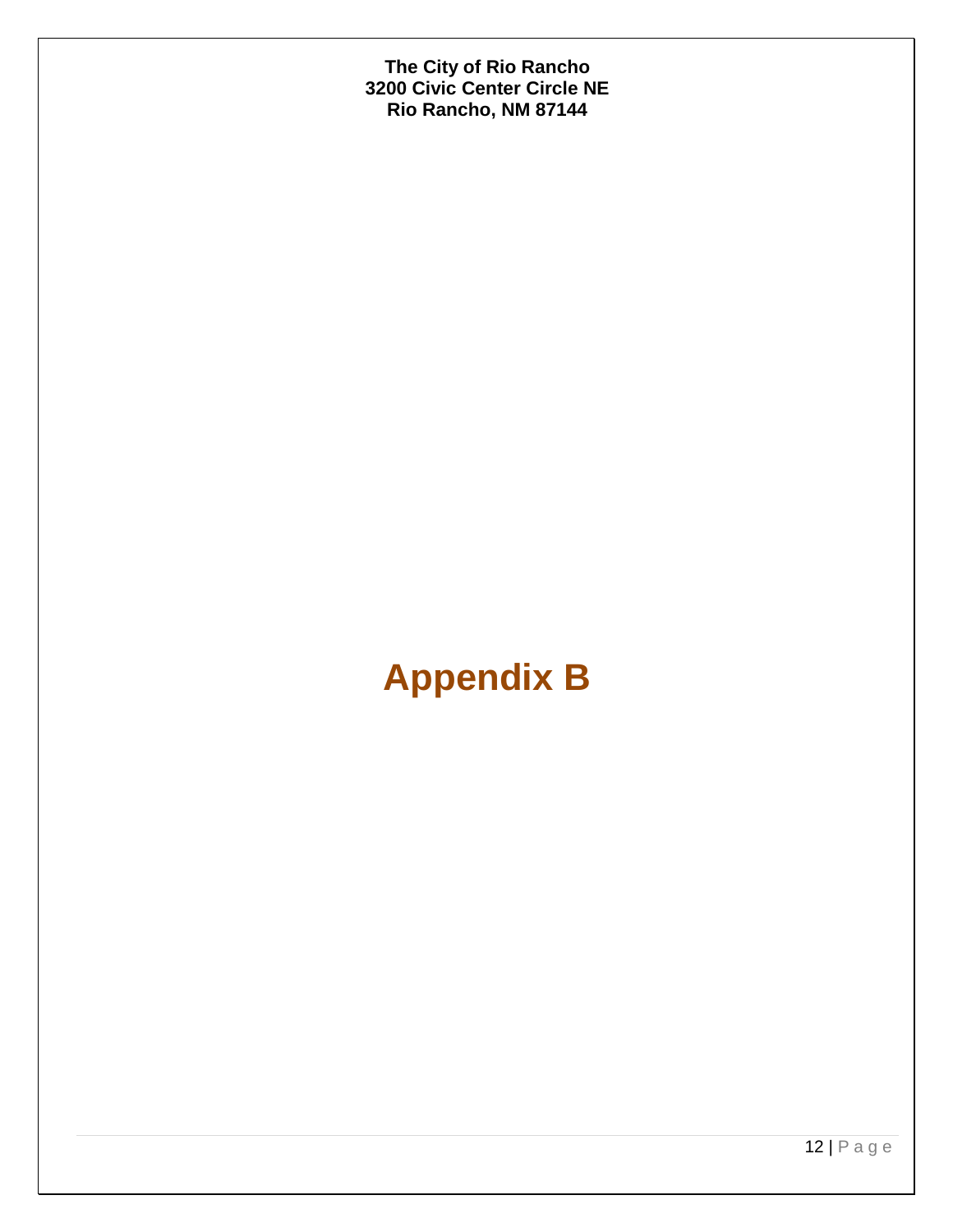**The City of Rio Rancho**
**3200 Civic Center Circle NE**
**Rio Rancho, NM 87144**

# Appendix B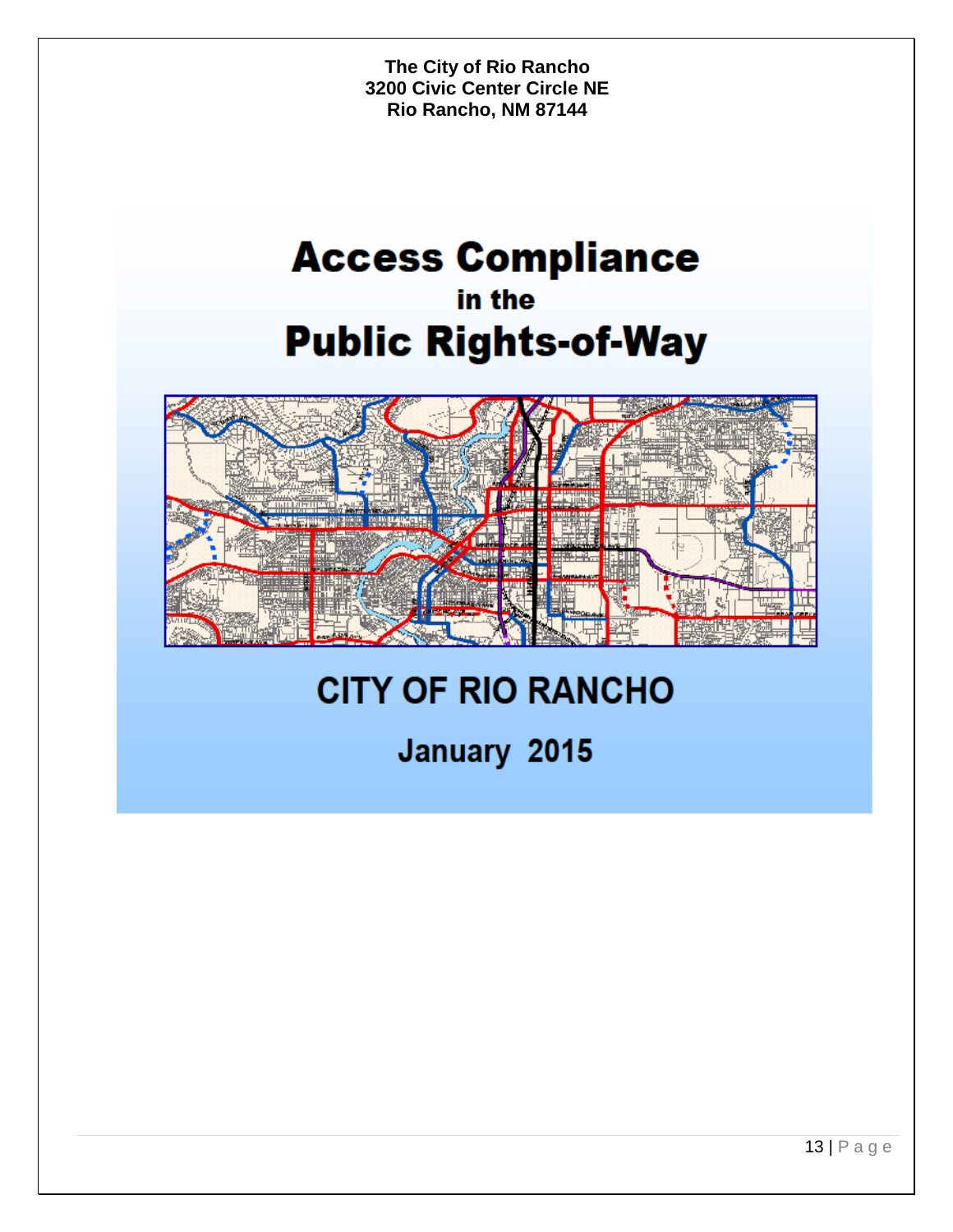**The City of Rio Rancho**
**3200 Civic Center Circle NE**
**Rio Rancho, NM 87144**

# Access Compliance

## in the

# Public Rights-of-Way

## CITY OF RIO RANCHO

### January 2015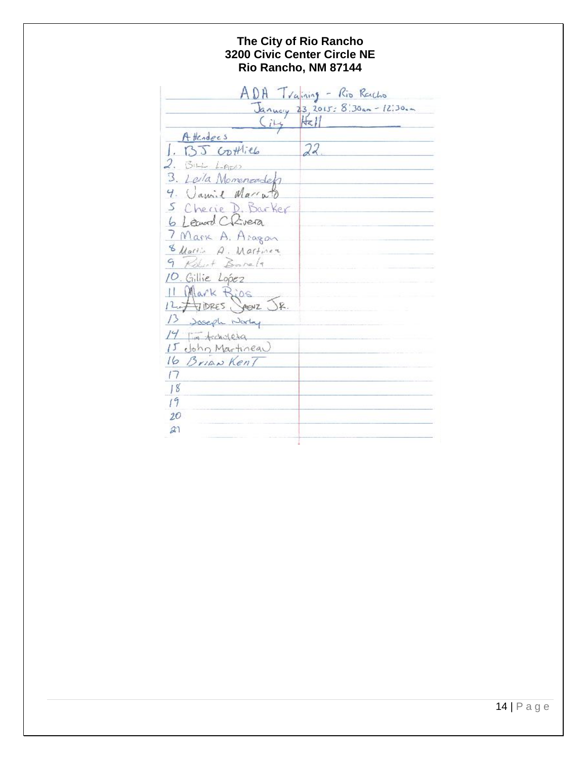**The City of Rio Rancho**
**3200 Civic Center Circle NE**
**Rio Rancho, NM 87144**

ADA Training - Rio Rancho
January 23 2015: 8:30am - 12:30pm
City Hall

Attendees

1. BJ Gottlieb 22.
2. Bill Laird
3. Leila Momeneadeh
4. Daniel Marrufo
5. Cherie D. Barker
6. Leonard C Rivera
7. Mark A. Aragon
8. Martin A. Martinez
9. Robert Barela
10. Gillie López
11. Mark Rios
12. Andres Saenz Jr.
13. Joseph Norby
14. Tim Archuleta
15. John Martineau
16. Brian Kent
17.
18.
19.
20.
21.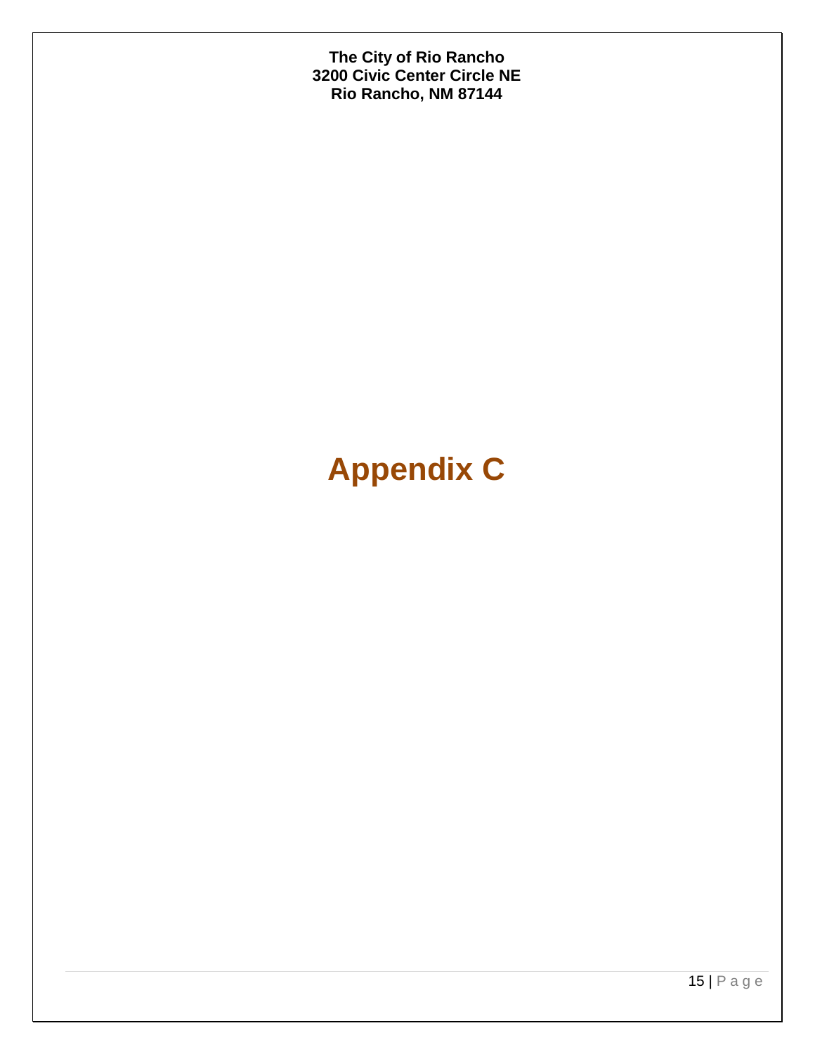**The City of Rio Rancho**
**3200 Civic Center Circle NE**
**Rio Rancho, NM 87144**

# Appendix C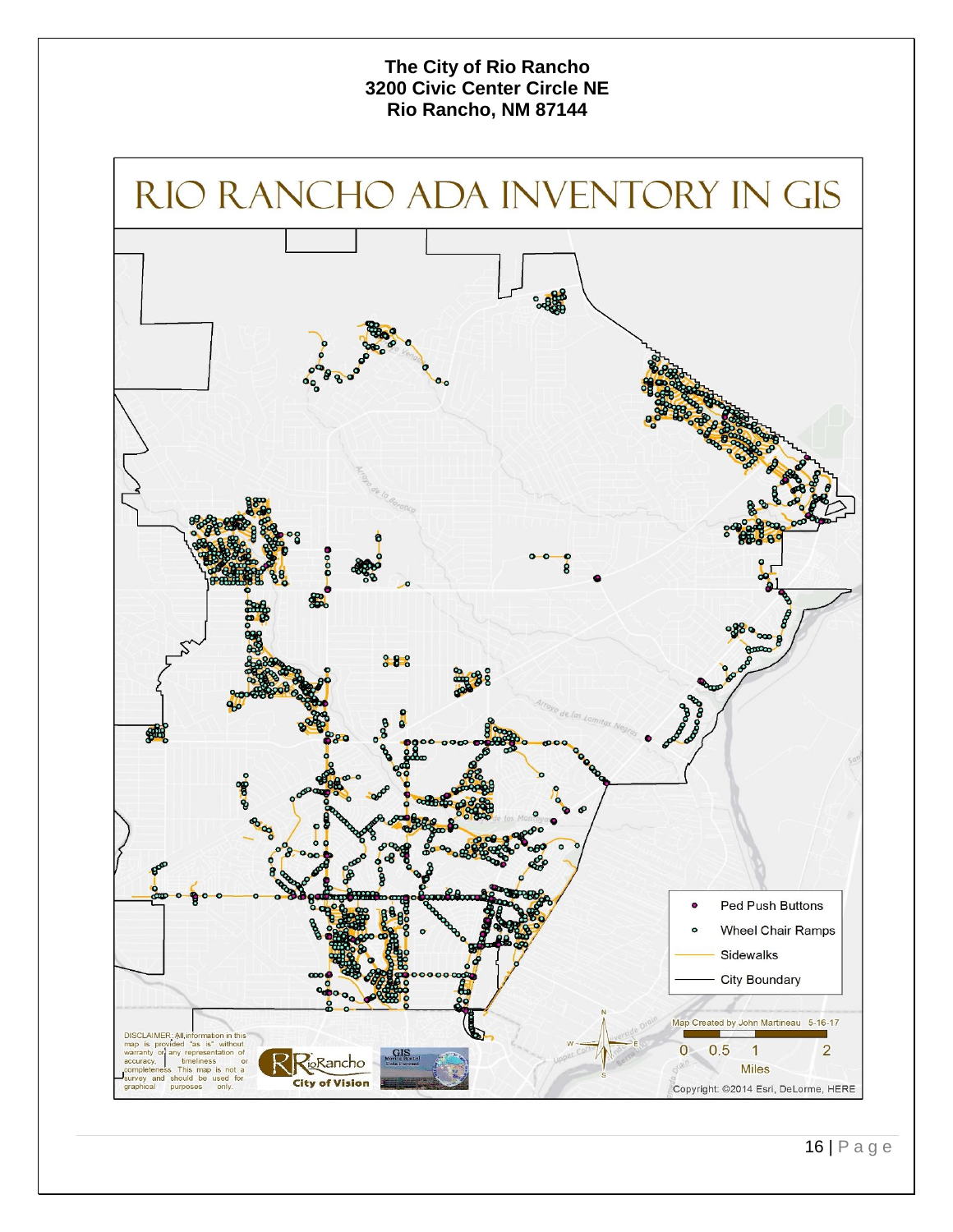**The City of Rio Rancho**
**3200 Civic Center Circle NE**
**Rio Rancho, NM 87144**

# RIO RANCHO ADA INVENTORY IN GIS

Ped Push Buttons
Wheel Chair Ramps
Sidewalks
City Boundary

Map Created by John Martineau 5-16-17

0 0.5 1 2
Miles

Copyright: ©2014 Esri, DeLorme, HERE

DISCLAIMER: All information in this map is provided "as is" without warranty or any representation of accuracy, timeliness or completeness. This map is not a survey and should be used for graphical purposes only.

RioRancho
City of Vision